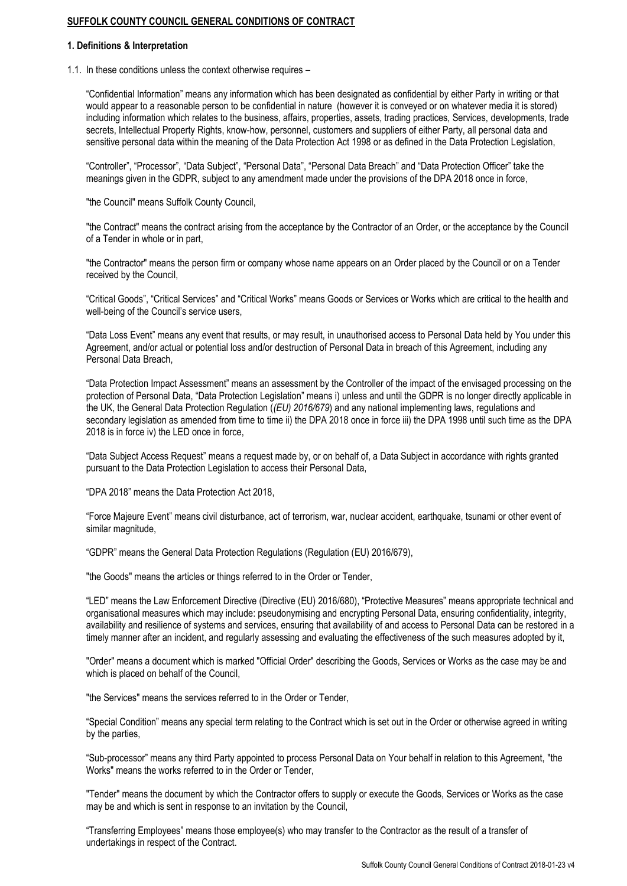**SUFFOLK COUNTY COUNCIL GENERAL CONDITIONS OF CONTRACT**

**1. Definitions & Interpretation**

1.1. In these conditions unless the context otherwise requires –

"Confidential Information" means any information which has been designated as confidential by either Party in writing or that would appear to a reasonable person to be confidential in nature (however it is conveyed or on whatever media it is stored) including information which relates to the business, affairs, properties, assets, trading practices, Services, developments, trade secrets, Intellectual Property Rights, know-how, personnel, customers and suppliers of either Party, all personal data and sensitive personal data within the meaning of the Data Protection Act 1998 or as defined in the Data Protection Legislation,

"Controller", "Processor", "Data Subject", "Personal Data", "Personal Data Breach" and "Data Protection Officer" take the meanings given in the GDPR, subject to any amendment made under the provisions of the DPA 2018 once in force,

"the Council" means Suffolk County Council,

"the Contract" means the contract arising from the acceptance by the Contractor of an Order, or the acceptance by the Council of a Tender in whole or in part,

"the Contractor" means the person firm or company whose name appears on an Order placed by the Council or on a Tender received by the Council,

"Critical Goods", "Critical Services" and "Critical Works" means Goods or Services or Works which are critical to the health and well-being of the Council's service users,

"Data Loss Event" means any event that results, or may result, in unauthorised access to Personal Data held by You under this Agreement, and/or actual or potential loss and/or destruction of Personal Data in breach of this Agreement, including any Personal Data Breach,

"Data Protection Impact Assessment" means an assessment by the Controller of the impact of the envisaged processing on the protection of Personal Data, "Data Protection Legislation" means i) unless and until the GDPR is no longer directly applicable in the UK, the General Data Protection Regulation (*(EU) 2016/679*) and any national implementing laws, regulations and secondary legislation as amended from time to time ii) the DPA 2018 once in force iii) the DPA 1998 until such time as the DPA 2018 is in force iv) the LED once in force,

"Data Subject Access Request" means a request made by, or on behalf of, a Data Subject in accordance with rights granted pursuant to the Data Protection Legislation to access their Personal Data,

"DPA 2018" means the Data Protection Act 2018,

"Force Majeure Event" means civil disturbance, act of terrorism, war, nuclear accident, earthquake, tsunami or other event of similar magnitude,

"GDPR" means the General Data Protection Regulations (Regulation (EU) 2016/679),

"the Goods" means the articles or things referred to in the Order or Tender,

"LED" means the Law Enforcement Directive (Directive (EU) 2016/680), "Protective Measures" means appropriate technical and organisational measures which may include: pseudonymising and encrypting Personal Data, ensuring confidentiality, integrity, availability and resilience of systems and services, ensuring that availability of and access to Personal Data can be restored in a timely manner after an incident, and regularly assessing and evaluating the effectiveness of the such measures adopted by it,

"Order" means a document which is marked "Official Order" describing the Goods, Services or Works as the case may be and which is placed on behalf of the Council,

"the Services" means the services referred to in the Order or Tender,

"Special Condition" means any special term relating to the Contract which is set out in the Order or otherwise agreed in writing by the parties,

"Sub-processor" means any third Party appointed to process Personal Data on Your behalf in relation to this Agreement, "the Works" means the works referred to in the Order or Tender,

"Tender" means the document by which the Contractor offers to supply or execute the Goods, Services or Works as the case may be and which is sent in response to an invitation by the Council,

"Transferring Employees" means those employee(s) who may transfer to the Contractor as the result of a transfer of undertakings in respect of the Contract.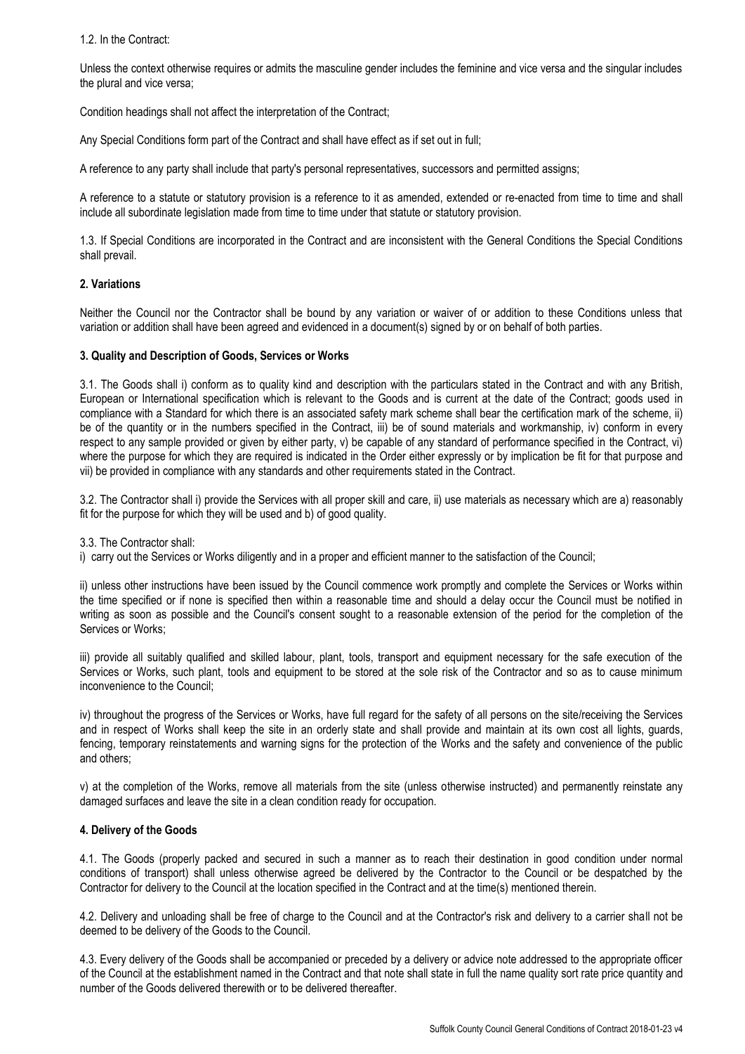1.2. In the Contract:

Unless the context otherwise requires or admits the masculine gender includes the feminine and vice versa and the singular includes the plural and vice versa;

Condition headings shall not affect the interpretation of the Contract;

Any Special Conditions form part of the Contract and shall have effect as if set out in full;

A reference to any party shall include that party's personal representatives, successors and permitted assigns;

A reference to a statute or statutory provision is a reference to it as amended, extended or re-enacted from time to time and shall include all subordinate legislation made from time to time under that statute or statutory provision.

1.3. If Special Conditions are incorporated in the Contract and are inconsistent with the General Conditions the Special Conditions shall prevail.

**2. Variations**

Neither the Council nor the Contractor shall be bound by any variation or waiver of or addition to these Conditions unless that variation or addition shall have been agreed and evidenced in a document(s) signed by or on behalf of both parties.

**3. Quality and Description of Goods, Services or Works**

3.1. The Goods shall i) conform as to quality kind and description with the particulars stated in the Contract and with any British, European or International specification which is relevant to the Goods and is current at the date of the Contract; goods used in compliance with a Standard for which there is an associated safety mark scheme shall bear the certification mark of the scheme, ii) be of the quantity or in the numbers specified in the Contract, iii) be of sound materials and workmanship, iv) conform in every respect to any sample provided or given by either party, v) be capable of any standard of performance specified in the Contract, vi) where the purpose for which they are required is indicated in the Order either expressly or by implication be fit for that purpose and vii) be provided in compliance with any standards and other requirements stated in the Contract.

3.2. The Contractor shall i) provide the Services with all proper skill and care, ii) use materials as necessary which are a) reasonably fit for the purpose for which they will be used and b) of good quality.

3.3. The Contractor shall:

i) carry out the Services or Works diligently and in a proper and efficient manner to the satisfaction of the Council;

ii) unless other instructions have been issued by the Council commence work promptly and complete the Services or Works within the time specified or if none is specified then within a reasonable time and should a delay occur the Council must be notified in writing as soon as possible and the Council's consent sought to a reasonable extension of the period for the completion of the Services or Works;

iii) provide all suitably qualified and skilled labour, plant, tools, transport and equipment necessary for the safe execution of the Services or Works, such plant, tools and equipment to be stored at the sole risk of the Contractor and so as to cause minimum inconvenience to the Council;

iv) throughout the progress of the Services or Works, have full regard for the safety of all persons on the site/receiving the Services and in respect of Works shall keep the site in an orderly state and shall provide and maintain at its own cost all lights, guards, fencing, temporary reinstatements and warning signs for the protection of the Works and the safety and convenience of the public and others;

v) at the completion of the Works, remove all materials from the site (unless otherwise instructed) and permanently reinstate any damaged surfaces and leave the site in a clean condition ready for occupation.

**4. Delivery of the Goods**

4.1. The Goods (properly packed and secured in such a manner as to reach their destination in good condition under normal conditions of transport) shall unless otherwise agreed be delivered by the Contractor to the Council or be despatched by the Contractor for delivery to the Council at the location specified in the Contract and at the time(s) mentioned therein.

4.2. Delivery and unloading shall be free of charge to the Council and at the Contractor's risk and delivery to a carrier shall not be deemed to be delivery of the Goods to the Council.

4.3. Every delivery of the Goods shall be accompanied or preceded by a delivery or advice note addressed to the appropriate officer of the Council at the establishment named in the Contract and that note shall state in full the name quality sort rate price quantity and number of the Goods delivered therewith or to be delivered thereafter.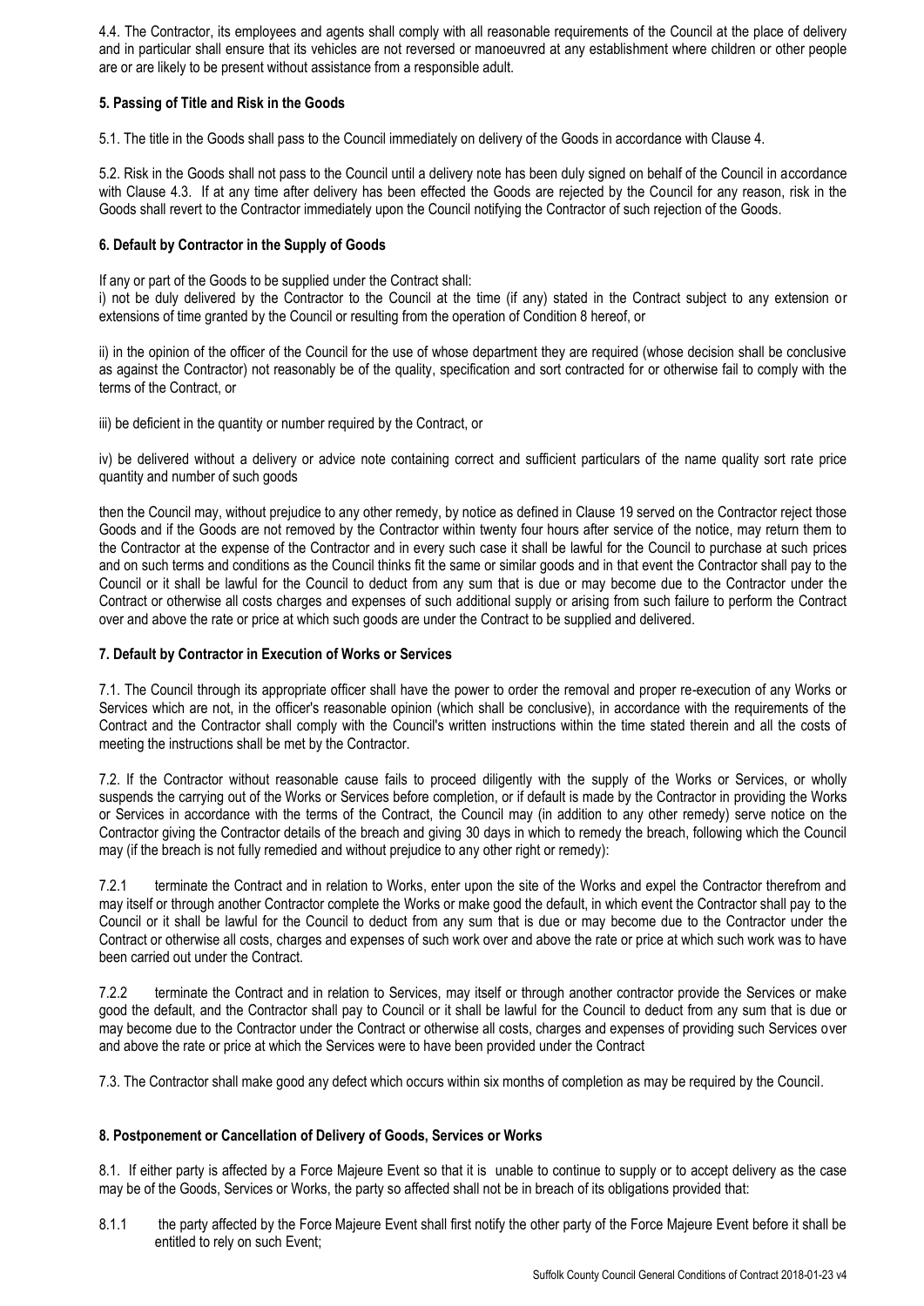4.4. The Contractor, its employees and agents shall comply with all reasonable requirements of the Council at the place of delivery and in particular shall ensure that its vehicles are not reversed or manoeuvred at any establishment where children or other people are or are likely to be present without assistance from a responsible adult.

### 5. Passing of Title and Risk in the Goods

5.1. The title in the Goods shall pass to the Council immediately on delivery of the Goods in accordance with Clause 4.

5.2. Risk in the Goods shall not pass to the Council until a delivery note has been duly signed on behalf of the Council in accordance with Clause 4.3. If at any time after delivery has been effected the Goods are rejected by the Council for any reason, risk in the Goods shall revert to the Contractor immediately upon the Council notifying the Contractor of such rejection of the Goods.

### 6. Default by Contractor in the Supply of Goods

If any or part of the Goods to be supplied under the Contract shall:

i) not be duly delivered by the Contractor to the Council at the time (if any) stated in the Contract subject to any extension or extensions of time granted by the Council or resulting from the operation of Condition 8 hereof, or

ii) in the opinion of the officer of the Council for the use of whose department they are required (whose decision shall be conclusive as against the Contractor) not reasonably be of the quality, specification and sort contracted for or otherwise fail to comply with the terms of the Contract, or

iii) be deficient in the quantity or number required by the Contract, or

iv) be delivered without a delivery or advice note containing correct and sufficient particulars of the name quality sort rate price quantity and number of such goods

then the Council may, without prejudice to any other remedy, by notice as defined in Clause 19 served on the Contractor reject those Goods and if the Goods are not removed by the Contractor within twenty four hours after service of the notice, may return them to the Contractor at the expense of the Contractor and in every such case it shall be lawful for the Council to purchase at such prices and on such terms and conditions as the Council thinks fit the same or similar goods and in that event the Contractor shall pay to the Council or it shall be lawful for the Council to deduct from any sum that is due or may become due to the Contractor under the Contract or otherwise all costs charges and expenses of such additional supply or arising from such failure to perform the Contract over and above the rate or price at which such goods are under the Contract to be supplied and delivered.

### 7. Default by Contractor in Execution of Works or Services

7.1. The Council through its appropriate officer shall have the power to order the removal and proper re-execution of any Works or Services which are not, in the officer's reasonable opinion (which shall be conclusive), in accordance with the requirements of the Contract and the Contractor shall comply with the Council's written instructions within the time stated therein and all the costs of meeting the instructions shall be met by the Contractor.

7.2. If the Contractor without reasonable cause fails to proceed diligently with the supply of the Works or Services, or wholly suspends the carrying out of the Works or Services before completion, or if default is made by the Contractor in providing the Works or Services in accordance with the terms of the Contract, the Council may (in addition to any other remedy) serve notice on the Contractor giving the Contractor details of the breach and giving 30 days in which to remedy the breach, following which the Council may (if the breach is not fully remedied and without prejudice to any other right or remedy):

7.2.1 terminate the Contract and in relation to Works, enter upon the site of the Works and expel the Contractor therefrom and may itself or through another Contractor complete the Works or make good the default, in which event the Contractor shall pay to the Council or it shall be lawful for the Council to deduct from any sum that is due or may become due to the Contractor under the Contract or otherwise all costs, charges and expenses of such work over and above the rate or price at which such work was to have been carried out under the Contract.

7.2.2 terminate the Contract and in relation to Services, may itself or through another contractor provide the Services or make good the default, and the Contractor shall pay to Council or it shall be lawful for the Council to deduct from any sum that is due or may become due to the Contractor under the Contract or otherwise all costs, charges and expenses of providing such Services over and above the rate or price at which the Services were to have been provided under the Contract

7.3. The Contractor shall make good any defect which occurs within six months of completion as may be required by the Council.

### 8. Postponement or Cancellation of Delivery of Goods, Services or Works

8.1. If either party is affected by a Force Majeure Event so that it is unable to continue to supply or to accept delivery as the case may be of the Goods, Services or Works, the party so affected shall not be in breach of its obligations provided that:

8.1.1 the party affected by the Force Majeure Event shall first notify the other party of the Force Majeure Event before it shall be entitled to rely on such Event;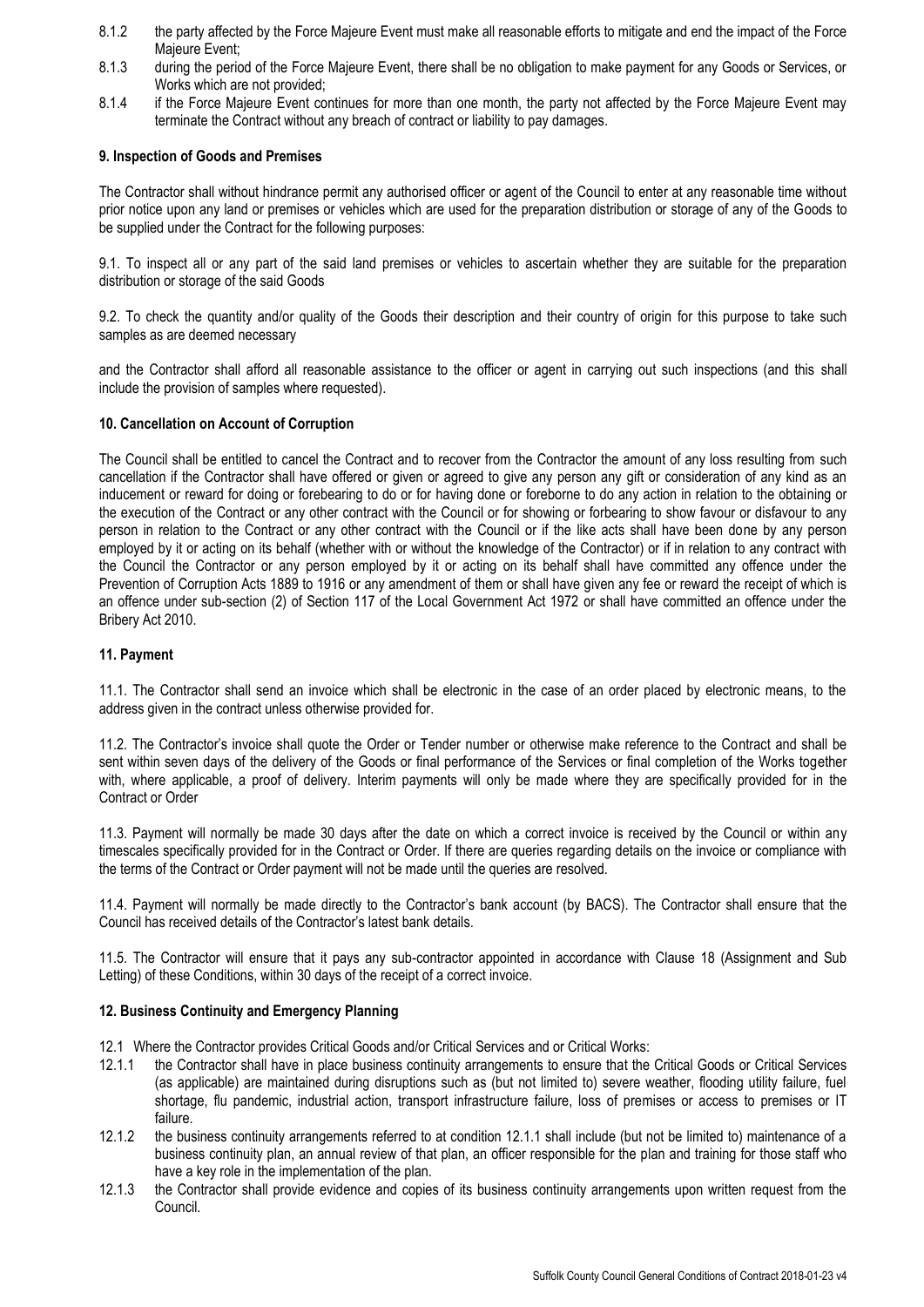8.1.2 the party affected by the Force Majeure Event must make all reasonable efforts to mitigate and end the impact of the Force Majeure Event;

8.1.3 during the period of the Force Majeure Event, there shall be no obligation to make payment for any Goods or Services, or Works which are not provided;

8.1.4 if the Force Majeure Event continues for more than one month, the party not affected by the Force Majeure Event may terminate the Contract without any breach of contract or liability to pay damages.

**9. Inspection of Goods and Premises**

The Contractor shall without hindrance permit any authorised officer or agent of the Council to enter at any reasonable time without prior notice upon any land or premises or vehicles which are used for the preparation distribution or storage of any of the Goods to be supplied under the Contract for the following purposes:

9.1. To inspect all or any part of the said land premises or vehicles to ascertain whether they are suitable for the preparation distribution or storage of the said Goods

9.2. To check the quantity and/or quality of the Goods their description and their country of origin for this purpose to take such samples as are deemed necessary

and the Contractor shall afford all reasonable assistance to the officer or agent in carrying out such inspections (and this shall include the provision of samples where requested).

**10. Cancellation on Account of Corruption**

The Council shall be entitled to cancel the Contract and to recover from the Contractor the amount of any loss resulting from such cancellation if the Contractor shall have offered or given or agreed to give any person any gift or consideration of any kind as an inducement or reward for doing or forebearing to do or for having done or foreborne to do any action in relation to the obtaining or the execution of the Contract or any other contract with the Council or for showing or forbearing to show favour or disfavour to any person in relation to the Contract or any other contract with the Council or if the like acts shall have been done by any person employed by it or acting on its behalf (whether with or without the knowledge of the Contractor) or if in relation to any contract with the Council the Contractor or any person employed by it or acting on its behalf shall have committed any offence under the Prevention of Corruption Acts 1889 to 1916 or any amendment of them or shall have given any fee or reward the receipt of which is an offence under sub-section (2) of Section 117 of the Local Government Act 1972 or shall have committed an offence under the Bribery Act 2010.

**11. Payment**

11.1. The Contractor shall send an invoice which shall be electronic in the case of an order placed by electronic means, to the address given in the contract unless otherwise provided for.

11.2. The Contractor's invoice shall quote the Order or Tender number or otherwise make reference to the Contract and shall be sent within seven days of the delivery of the Goods or final performance of the Services or final completion of the Works together with, where applicable, a proof of delivery. Interim payments will only be made where they are specifically provided for in the Contract or Order

11.3. Payment will normally be made 30 days after the date on which a correct invoice is received by the Council or within any timescales specifically provided for in the Contract or Order. If there are queries regarding details on the invoice or compliance with the terms of the Contract or Order payment will not be made until the queries are resolved.

11.4. Payment will normally be made directly to the Contractor's bank account (by BACS). The Contractor shall ensure that the Council has received details of the Contractor's latest bank details.

11.5. The Contractor will ensure that it pays any sub-contractor appointed in accordance with Clause 18 (Assignment and Sub Letting) of these Conditions, within 30 days of the receipt of a correct invoice.

**12. Business Continuity and Emergency Planning**

12.1 Where the Contractor provides Critical Goods and/or Critical Services and or Critical Works:

12.1.1 the Contractor shall have in place business continuity arrangements to ensure that the Critical Goods or Critical Services (as applicable) are maintained during disruptions such as (but not limited to) severe weather, flooding utility failure, fuel shortage, flu pandemic, industrial action, transport infrastructure failure, loss of premises or access to premises or IT failure.

12.1.2 the business continuity arrangements referred to at condition 12.1.1 shall include (but not be limited to) maintenance of a business continuity plan, an annual review of that plan, an officer responsible for the plan and training for those staff who have a key role in the implementation of the plan.

12.1.3 the Contractor shall provide evidence and copies of its business continuity arrangements upon written request from the Council.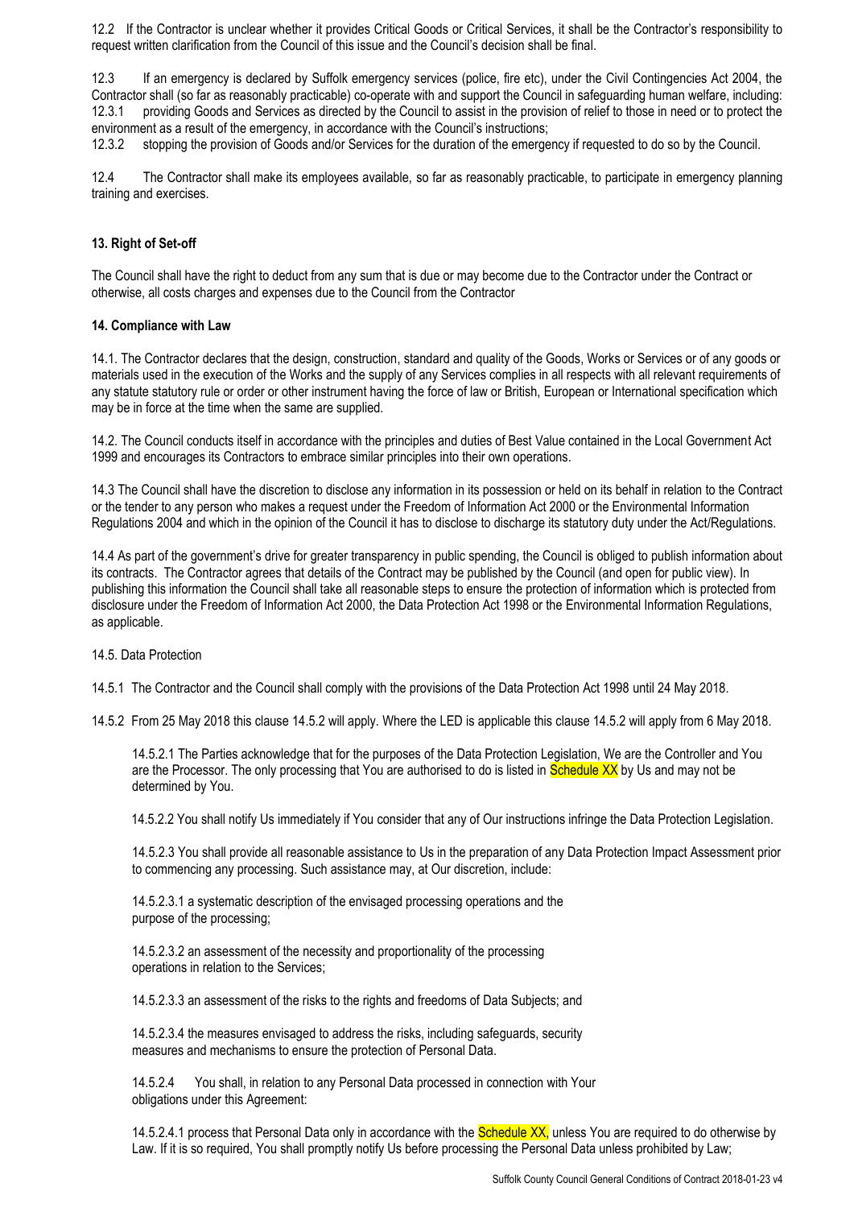12.2 If the Contractor is unclear whether it provides Critical Goods or Critical Services, it shall be the Contractor's responsibility to request written clarification from the Council of this issue and the Council's decision shall be final.

12.3 If an emergency is declared by Suffolk emergency services (police, fire etc), under the Civil Contingencies Act 2004, the Contractor shall (so far as reasonably practicable) co-operate with and support the Council in safeguarding human welfare, including:
12.3.1 providing Goods and Services as directed by the Council to assist in the provision of relief to those in need or to protect the environment as a result of the emergency, in accordance with the Council's instructions;
12.3.2 stopping the provision of Goods and/or Services for the duration of the emergency if requested to do so by the Council.

12.4 The Contractor shall make its employees available, so far as reasonably practicable, to participate in emergency planning training and exercises.

**13. Right of Set-off**

The Council shall have the right to deduct from any sum that is due or may become due to the Contractor under the Contract or otherwise, all costs charges and expenses due to the Council from the Contractor

**14. Compliance with Law**

14.1. The Contractor declares that the design, construction, standard and quality of the Goods, Works or Services or of any goods or materials used in the execution of the Works and the supply of any Services complies in all respects with all relevant requirements of any statute statutory rule or order or other instrument having the force of law or British, European or International specification which may be in force at the time when the same are supplied.

14.2. The Council conducts itself in accordance with the principles and duties of Best Value contained in the Local Government Act 1999 and encourages its Contractors to embrace similar principles into their own operations.

14.3 The Council shall have the discretion to disclose any information in its possession or held on its behalf in relation to the Contract or the tender to any person who makes a request under the Freedom of Information Act 2000 or the Environmental Information Regulations 2004 and which in the opinion of the Council it has to disclose to discharge its statutory duty under the Act/Regulations.

14.4 As part of the government's drive for greater transparency in public spending, the Council is obliged to publish information about its contracts. The Contractor agrees that details of the Contract may be published by the Council (and open for public view). In publishing this information the Council shall take all reasonable steps to ensure the protection of information which is protected from disclosure under the Freedom of Information Act 2000, the Data Protection Act 1998 or the Environmental Information Regulations, as applicable.

14.5. Data Protection

14.5.1 The Contractor and the Council shall comply with the provisions of the Data Protection Act 1998 until 24 May 2018.

14.5.2 From 25 May 2018 this clause 14.5.2 will apply. Where the LED is applicable this clause 14.5.2 will apply from 6 May 2018.

14.5.2.1 The Parties acknowledge that for the purposes of the Data Protection Legislation, We are the Controller and You are the Processor. The only processing that You are authorised to do is listed in Schedule XX by Us and may not be determined by You.

14.5.2.2 You shall notify Us immediately if You consider that any of Our instructions infringe the Data Protection Legislation.

14.5.2.3 You shall provide all reasonable assistance to Us in the preparation of any Data Protection Impact Assessment prior to commencing any processing. Such assistance may, at Our discretion, include:

14.5.2.3.1 a systematic description of the envisaged processing operations and the purpose of the processing;

14.5.2.3.2 an assessment of the necessity and proportionality of the processing operations in relation to the Services;

14.5.2.3.3 an assessment of the risks to the rights and freedoms of Data Subjects; and

14.5.2.3.4 the measures envisaged to address the risks, including safeguards, security measures and mechanisms to ensure the protection of Personal Data.

14.5.2.4 You shall, in relation to any Personal Data processed in connection with Your obligations under this Agreement:

14.5.2.4.1 process that Personal Data only in accordance with the Schedule XX, unless You are required to do otherwise by Law. If it is so required, You shall promptly notify Us before processing the Personal Data unless prohibited by Law;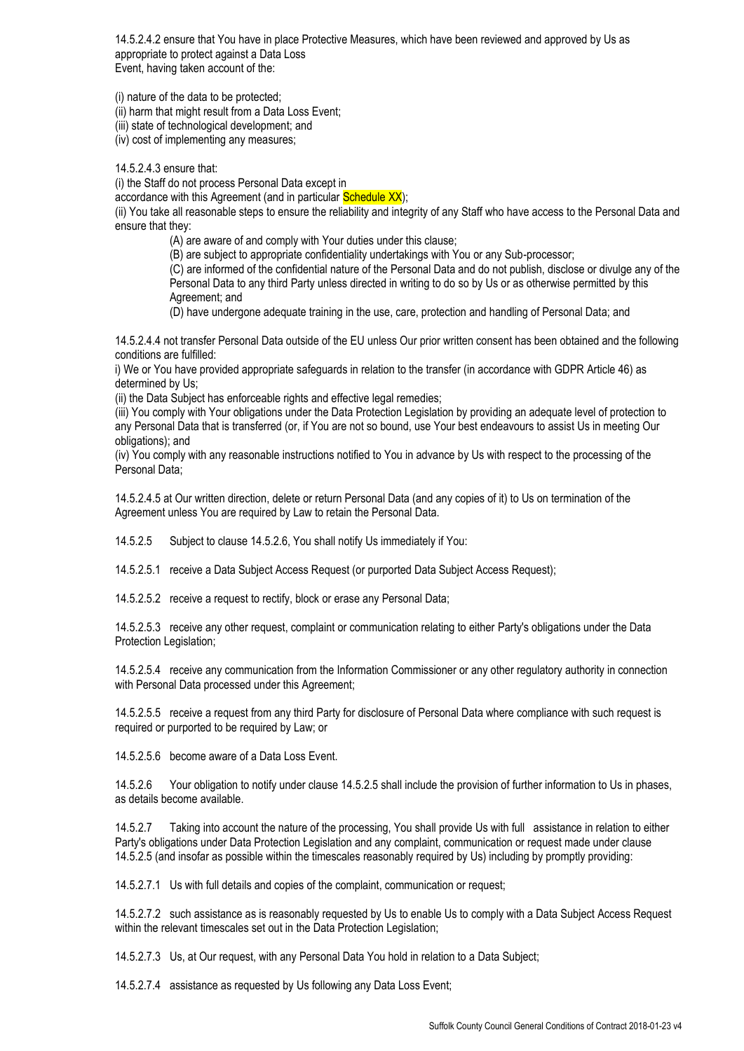14.5.2.4.2 ensure that You have in place Protective Measures, which have been reviewed and approved by Us as appropriate to protect against a Data Loss Event, having taken account of the:

(i) nature of the data to be protected;
(ii) harm that might result from a Data Loss Event;
(iii) state of technological development; and
(iv) cost of implementing any measures;

14.5.2.4.3 ensure that:

(i) the Staff do not process Personal Data except in accordance with this Agreement (and in particular Schedule XX);
(ii) You take all reasonable steps to ensure the reliability and integrity of any Staff who have access to the Personal Data and ensure that they:

(A) are aware of and comply with Your duties under this clause;
(B) are subject to appropriate confidentiality undertakings with You or any Sub-processor;
(C) are informed of the confidential nature of the Personal Data and do not publish, disclose or divulge any of the Personal Data to any third Party unless directed in writing to do so by Us or as otherwise permitted by this Agreement; and
(D) have undergone adequate training in the use, care, protection and handling of Personal Data; and

14.5.2.4.4 not transfer Personal Data outside of the EU unless Our prior written consent has been obtained and the following conditions are fulfilled:

i) We or You have provided appropriate safeguards in relation to the transfer (in accordance with GDPR Article 46) as determined by Us;
(ii) the Data Subject has enforceable rights and effective legal remedies;
(iii) You comply with Your obligations under the Data Protection Legislation by providing an adequate level of protection to any Personal Data that is transferred (or, if You are not so bound, use Your best endeavours to assist Us in meeting Our obligations); and
(iv) You comply with any reasonable instructions notified to You in advance by Us with respect to the processing of the Personal Data;

14.5.2.4.5 at Our written direction, delete or return Personal Data (and any copies of it) to Us on termination of the Agreement unless You are required by Law to retain the Personal Data.

14.5.2.5 Subject to clause 14.5.2.6, You shall notify Us immediately if You:

14.5.2.5.1 receive a Data Subject Access Request (or purported Data Subject Access Request);

14.5.2.5.2 receive a request to rectify, block or erase any Personal Data;

14.5.2.5.3 receive any other request, complaint or communication relating to either Party's obligations under the Data Protection Legislation;

14.5.2.5.4 receive any communication from the Information Commissioner or any other regulatory authority in connection with Personal Data processed under this Agreement;

14.5.2.5.5 receive a request from any third Party for disclosure of Personal Data where compliance with such request is required or purported to be required by Law; or

14.5.2.5.6 become aware of a Data Loss Event.

14.5.2.6 Your obligation to notify under clause 14.5.2.5 shall include the provision of further information to Us in phases, as details become available.

14.5.2.7 Taking into account the nature of the processing, You shall provide Us with full assistance in relation to either Party's obligations under Data Protection Legislation and any complaint, communication or request made under clause 14.5.2.5 (and insofar as possible within the timescales reasonably required by Us) including by promptly providing:

14.5.2.7.1 Us with full details and copies of the complaint, communication or request;

14.5.2.7.2 such assistance as is reasonably requested by Us to enable Us to comply with a Data Subject Access Request within the relevant timescales set out in the Data Protection Legislation;

14.5.2.7.3 Us, at Our request, with any Personal Data You hold in relation to a Data Subject;

14.5.2.7.4 assistance as requested by Us following any Data Loss Event;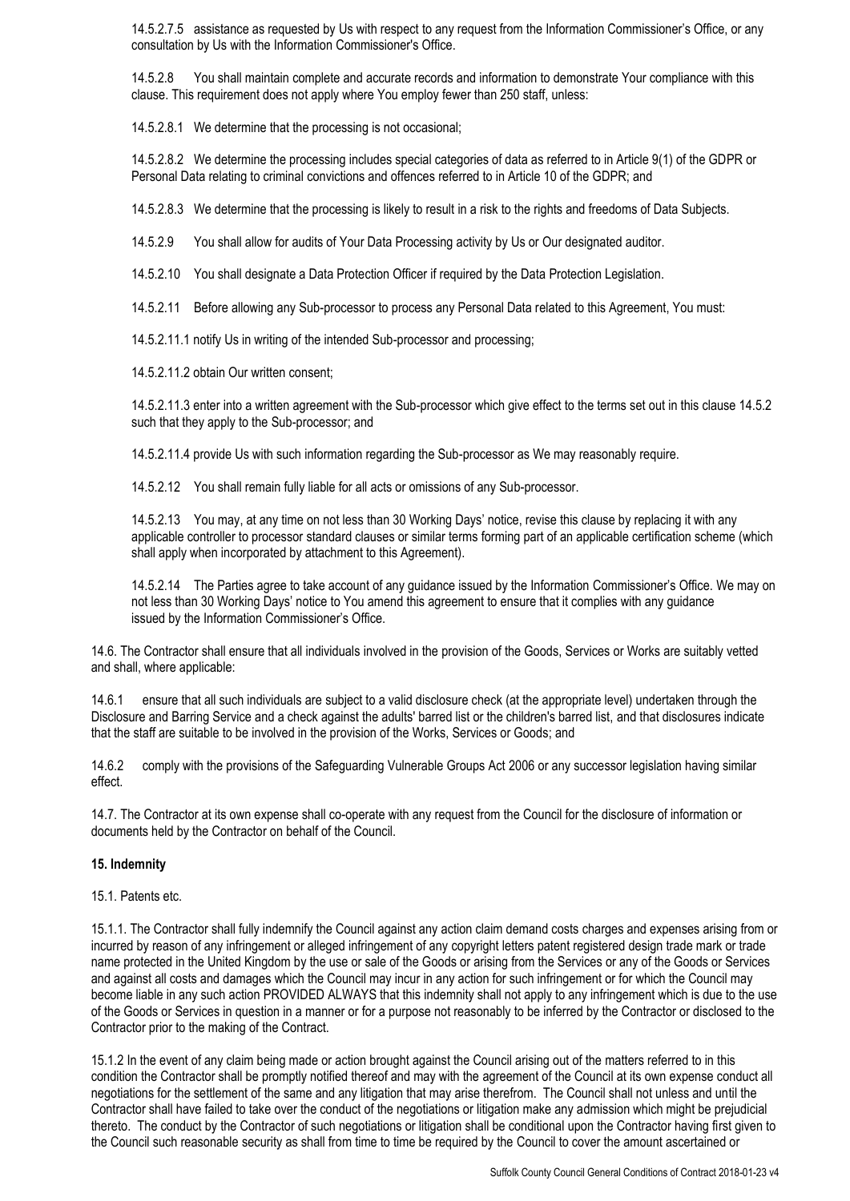14.5.2.7.5 assistance as requested by Us with respect to any request from the Information Commissioner's Office, or any consultation by Us with the Information Commissioner's Office.

14.5.2.8 You shall maintain complete and accurate records and information to demonstrate Your compliance with this clause. This requirement does not apply where You employ fewer than 250 staff, unless:

14.5.2.8.1 We determine that the processing is not occasional;

14.5.2.8.2 We determine the processing includes special categories of data as referred to in Article 9(1) of the GDPR or Personal Data relating to criminal convictions and offences referred to in Article 10 of the GDPR; and

14.5.2.8.3 We determine that the processing is likely to result in a risk to the rights and freedoms of Data Subjects.

14.5.2.9 You shall allow for audits of Your Data Processing activity by Us or Our designated auditor.

14.5.2.10 You shall designate a Data Protection Officer if required by the Data Protection Legislation.

14.5.2.11 Before allowing any Sub-processor to process any Personal Data related to this Agreement, You must:

14.5.2.11.1 notify Us in writing of the intended Sub-processor and processing;

14.5.2.11.2 obtain Our written consent;

14.5.2.11.3 enter into a written agreement with the Sub-processor which give effect to the terms set out in this clause 14.5.2 such that they apply to the Sub-processor; and

14.5.2.11.4 provide Us with such information regarding the Sub-processor as We may reasonably require.

14.5.2.12 You shall remain fully liable for all acts or omissions of any Sub-processor.

14.5.2.13 You may, at any time on not less than 30 Working Days' notice, revise this clause by replacing it with any applicable controller to processor standard clauses or similar terms forming part of an applicable certification scheme (which shall apply when incorporated by attachment to this Agreement).

14.5.2.14 The Parties agree to take account of any guidance issued by the Information Commissioner's Office. We may on not less than 30 Working Days' notice to You amend this agreement to ensure that it complies with any guidance issued by the Information Commissioner's Office.

14.6. The Contractor shall ensure that all individuals involved in the provision of the Goods, Services or Works are suitably vetted and shall, where applicable:

14.6.1 ensure that all such individuals are subject to a valid disclosure check (at the appropriate level) undertaken through the Disclosure and Barring Service and a check against the adults' barred list or the children's barred list, and that disclosures indicate that the staff are suitable to be involved in the provision of the Works, Services or Goods; and

14.6.2 comply with the provisions of the Safeguarding Vulnerable Groups Act 2006 or any successor legislation having similar effect.

14.7. The Contractor at its own expense shall co-operate with any request from the Council for the disclosure of information or documents held by the Contractor on behalf of the Council.

**15. Indemnity**

15.1. Patents etc.

15.1.1. The Contractor shall fully indemnify the Council against any action claim demand costs charges and expenses arising from or incurred by reason of any infringement or alleged infringement of any copyright letters patent registered design trade mark or trade name protected in the United Kingdom by the use or sale of the Goods or arising from the Services or any of the Goods or Services and against all costs and damages which the Council may incur in any action for such infringement or for which the Council may become liable in any such action PROVIDED ALWAYS that this indemnity shall not apply to any infringement which is due to the use of the Goods or Services in question in a manner or for a purpose not reasonably to be inferred by the Contractor or disclosed to the Contractor prior to the making of the Contract.

15.1.2 In the event of any claim being made or action brought against the Council arising out of the matters referred to in this condition the Contractor shall be promptly notified thereof and may with the agreement of the Council at its own expense conduct all negotiations for the settlement of the same and any litigation that may arise therefrom. The Council shall not unless and until the Contractor shall have failed to take over the conduct of the negotiations or litigation make any admission which might be prejudicial thereto. The conduct by the Contractor of such negotiations or litigation shall be conditional upon the Contractor having first given to the Council such reasonable security as shall from time to time be required by the Council to cover the amount ascertained or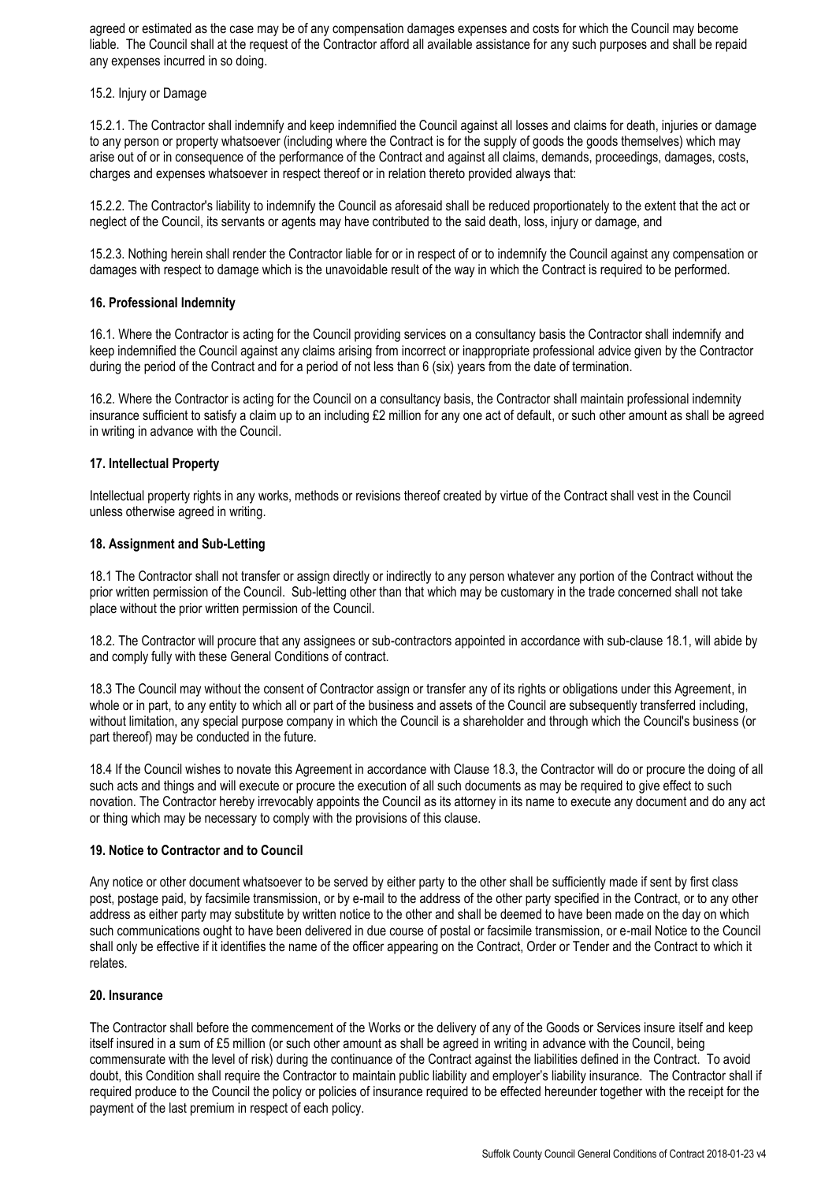agreed or estimated as the case may be of any compensation damages expenses and costs for which the Council may become liable. The Council shall at the request of the Contractor afford all available assistance for any such purposes and shall be repaid any expenses incurred in so doing.

15.2. Injury or Damage

15.2.1. The Contractor shall indemnify and keep indemnified the Council against all losses and claims for death, injuries or damage to any person or property whatsoever (including where the Contract is for the supply of goods the goods themselves) which may arise out of or in consequence of the performance of the Contract and against all claims, demands, proceedings, damages, costs, charges and expenses whatsoever in respect thereof or in relation thereto provided always that:

15.2.2. The Contractor's liability to indemnify the Council as aforesaid shall be reduced proportionately to the extent that the act or neglect of the Council, its servants or agents may have contributed to the said death, loss, injury or damage, and

15.2.3. Nothing herein shall render the Contractor liable for or in respect of or to indemnify the Council against any compensation or damages with respect to damage which is the unavoidable result of the way in which the Contract is required to be performed.

**16. Professional Indemnity**

16.1. Where the Contractor is acting for the Council providing services on a consultancy basis the Contractor shall indemnify and keep indemnified the Council against any claims arising from incorrect or inappropriate professional advice given by the Contractor during the period of the Contract and for a period of not less than 6 (six) years from the date of termination.

16.2. Where the Contractor is acting for the Council on a consultancy basis, the Contractor shall maintain professional indemnity insurance sufficient to satisfy a claim up to an including £2 million for any one act of default, or such other amount as shall be agreed in writing in advance with the Council.

**17. Intellectual Property**

Intellectual property rights in any works, methods or revisions thereof created by virtue of the Contract shall vest in the Council unless otherwise agreed in writing.

**18. Assignment and Sub-Letting**

18.1 The Contractor shall not transfer or assign directly or indirectly to any person whatever any portion of the Contract without the prior written permission of the Council. Sub-letting other than that which may be customary in the trade concerned shall not take place without the prior written permission of the Council.

18.2. The Contractor will procure that any assignees or sub-contractors appointed in accordance with sub-clause 18.1, will abide by and comply fully with these General Conditions of contract.

18.3 The Council may without the consent of Contractor assign or transfer any of its rights or obligations under this Agreement, in whole or in part, to any entity to which all or part of the business and assets of the Council are subsequently transferred including, without limitation, any special purpose company in which the Council is a shareholder and through which the Council's business (or part thereof) may be conducted in the future.

18.4 If the Council wishes to novate this Agreement in accordance with Clause 18.3, the Contractor will do or procure the doing of all such acts and things and will execute or procure the execution of all such documents as may be required to give effect to such novation. The Contractor hereby irrevocably appoints the Council as its attorney in its name to execute any document and do any act or thing which may be necessary to comply with the provisions of this clause.

**19. Notice to Contractor and to Council**

Any notice or other document whatsoever to be served by either party to the other shall be sufficiently made if sent by first class post, postage paid, by facsimile transmission, or by e-mail to the address of the other party specified in the Contract, or to any other address as either party may substitute by written notice to the other and shall be deemed to have been made on the day on which such communications ought to have been delivered in due course of postal or facsimile transmission, or e-mail Notice to the Council shall only be effective if it identifies the name of the officer appearing on the Contract, Order or Tender and the Contract to which it relates.

**20. Insurance**

The Contractor shall before the commencement of the Works or the delivery of any of the Goods or Services insure itself and keep itself insured in a sum of £5 million (or such other amount as shall be agreed in writing in advance with the Council, being commensurate with the level of risk) during the continuance of the Contract against the liabilities defined in the Contract. To avoid doubt, this Condition shall require the Contractor to maintain public liability and employer's liability insurance. The Contractor shall if required produce to the Council the policy or policies of insurance required to be effected hereunder together with the receipt for the payment of the last premium in respect of each policy.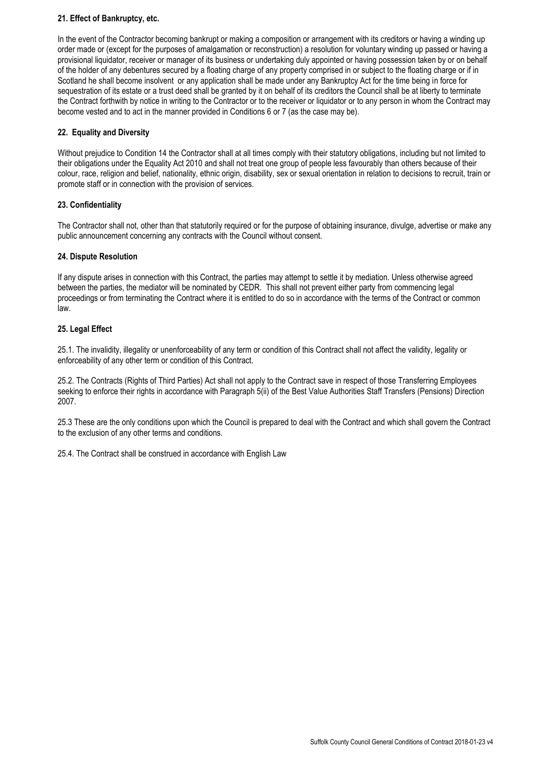**21. Effect of Bankruptcy, etc.**

In the event of the Contractor becoming bankrupt or making a composition or arrangement with its creditors or having a winding up order made or (except for the purposes of amalgamation or reconstruction) a resolution for voluntary winding up passed or having a provisional liquidator, receiver or manager of its business or undertaking duly appointed or having possession taken by or on behalf of the holder of any debentures secured by a floating charge of any property comprised in or subject to the floating charge or if in Scotland he shall become insolvent or any application shall be made under any Bankruptcy Act for the time being in force for sequestration of its estate or a trust deed shall be granted by it on behalf of its creditors the Council shall be at liberty to terminate the Contract forthwith by notice in writing to the Contractor or to the receiver or liquidator or to any person in whom the Contract may become vested and to act in the manner provided in Conditions 6 or 7 (as the case may be).

**22. Equality and Diversity**

Without prejudice to Condition 14 the Contractor shall at all times comply with their statutory obligations, including but not limited to their obligations under the Equality Act 2010 and shall not treat one group of people less favourably than others because of their colour, race, religion and belief, nationality, ethnic origin, disability, sex or sexual orientation in relation to decisions to recruit, train or promote staff or in connection with the provision of services.

**23. Confidentiality**

The Contractor shall not, other than that statutorily required or for the purpose of obtaining insurance, divulge, advertise or make any public announcement concerning any contracts with the Council without consent.

**24. Dispute Resolution**

If any dispute arises in connection with this Contract, the parties may attempt to settle it by mediation. Unless otherwise agreed between the parties, the mediator will be nominated by CEDR. This shall not prevent either party from commencing legal proceedings or from terminating the Contract where it is entitled to do so in accordance with the terms of the Contract or common law.

**25. Legal Effect**

25.1. The invalidity, illegality or unenforceability of any term or condition of this Contract shall not affect the validity, legality or enforceability of any other term or condition of this Contract.

25.2. The Contracts (Rights of Third Parties) Act shall not apply to the Contract save in respect of those Transferring Employees seeking to enforce their rights in accordance with Paragraph 5(ii) of the Best Value Authorities Staff Transfers (Pensions) Direction 2007.

25.3 These are the only conditions upon which the Council is prepared to deal with the Contract and which shall govern the Contract to the exclusion of any other terms and conditions.

25.4. The Contract shall be construed in accordance with English Law